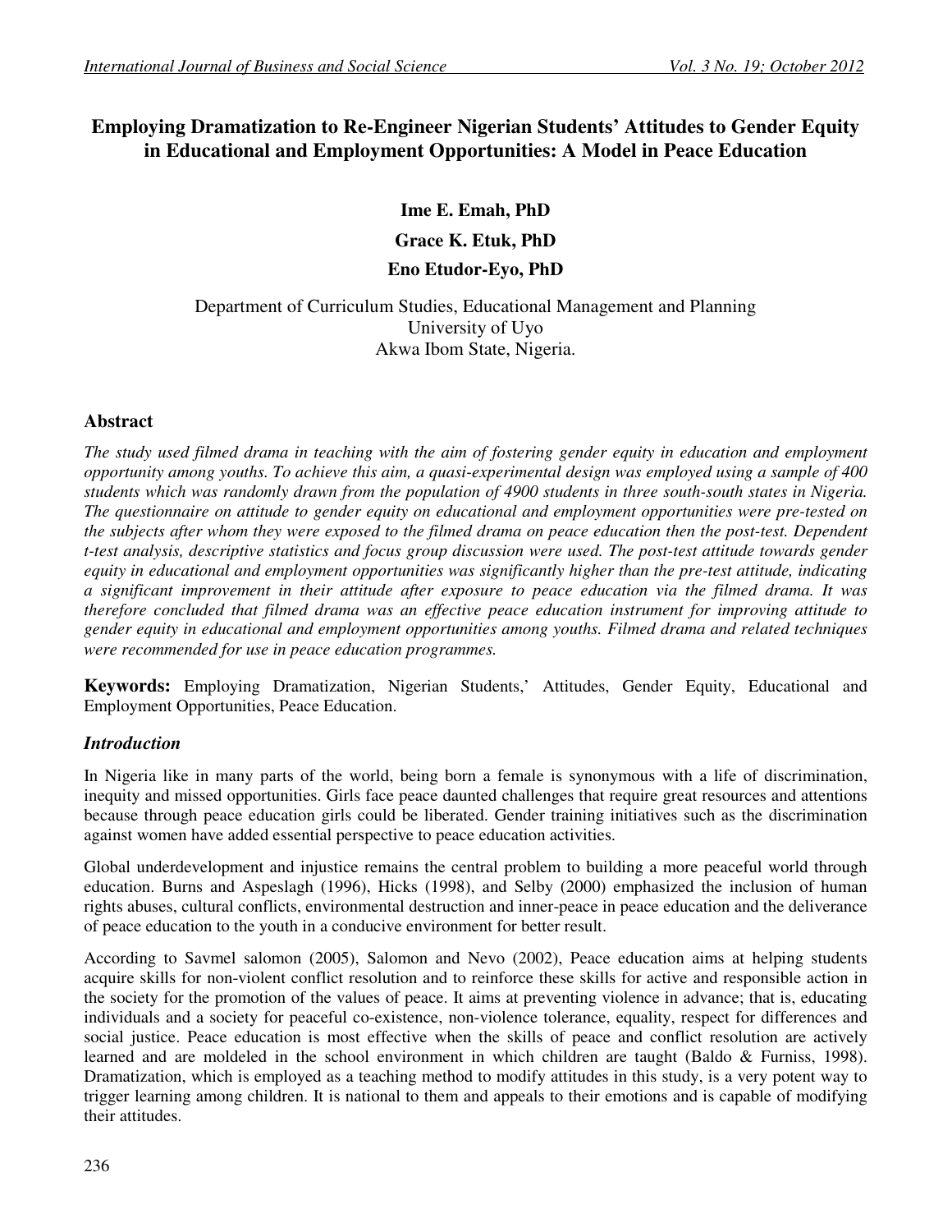# Employing Dramatization to Re-Engineer Nigerian Students' Attitudes to Gender Equity in Educational and Employment Opportunities: A Model in Peace Education

**Ime E. Emah, PhD**

**Grace K. Etuk, PhD**

**Eno Etudor-Eyo, PhD**

Department of Curriculum Studies, Educational Management and Planning
University of Uyo
Akwa Ibom State, Nigeria.

## Abstract

*The study used filmed drama in teaching with the aim of fostering gender equity in education and employment opportunity among youths. To achieve this aim, a quasi-experimental design was employed using a sample of 400 students which was randomly drawn from the population of 4900 students in three south-south states in Nigeria. The questionnaire on attitude to gender equity on educational and employment opportunities were pre-tested on the subjects after whom they were exposed to the filmed drama on peace education then the post-test. Dependent t-test analysis, descriptive statistics and focus group discussion were used. The post-test attitude towards gender equity in educational and employment opportunities was significantly higher than the pre-test attitude, indicating a significant improvement in their attitude after exposure to peace education via the filmed drama. It was therefore concluded that filmed drama was an effective peace education instrument for improving attitude to gender equity in educational and employment opportunities among youths. Filmed drama and related techniques were recommended for use in peace education programmes.*

**Keywords:** Employing Dramatization, Nigerian Students,' Attitudes, Gender Equity, Educational and Employment Opportunities, Peace Education.

## *Introduction*

In Nigeria like in many parts of the world, being born a female is synonymous with a life of discrimination, inequity and missed opportunities. Girls face peace daunted challenges that require great resources and attentions because through peace education girls could be liberated. Gender training initiatives such as the discrimination against women have added essential perspective to peace education activities.

Global underdevelopment and injustice remains the central problem to building a more peaceful world through education. Burns and Aspeslagh (1996), Hicks (1998), and Selby (2000) emphasized the inclusion of human rights abuses, cultural conflicts, environmental destruction and inner-peace in peace education and the deliverance of peace education to the youth in a conducive environment for better result.

According to Savmel salomon (2005), Salomon and Nevo (2002), Peace education aims at helping students acquire skills for non-violent conflict resolution and to reinforce these skills for active and responsible action in the society for the promotion of the values of peace. It aims at preventing violence in advance; that is, educating individuals and a society for peaceful co-existence, non-violence tolerance, equality, respect for differences and social justice. Peace education is most effective when the skills of peace and conflict resolution are actively learned and are moldeled in the school environment in which children are taught (Baldo & Furniss, 1998). Dramatization, which is employed as a teaching method to modify attitudes in this study, is a very potent way to trigger learning among children. It is national to them and appeals to their emotions and is capable of modifying their attitudes.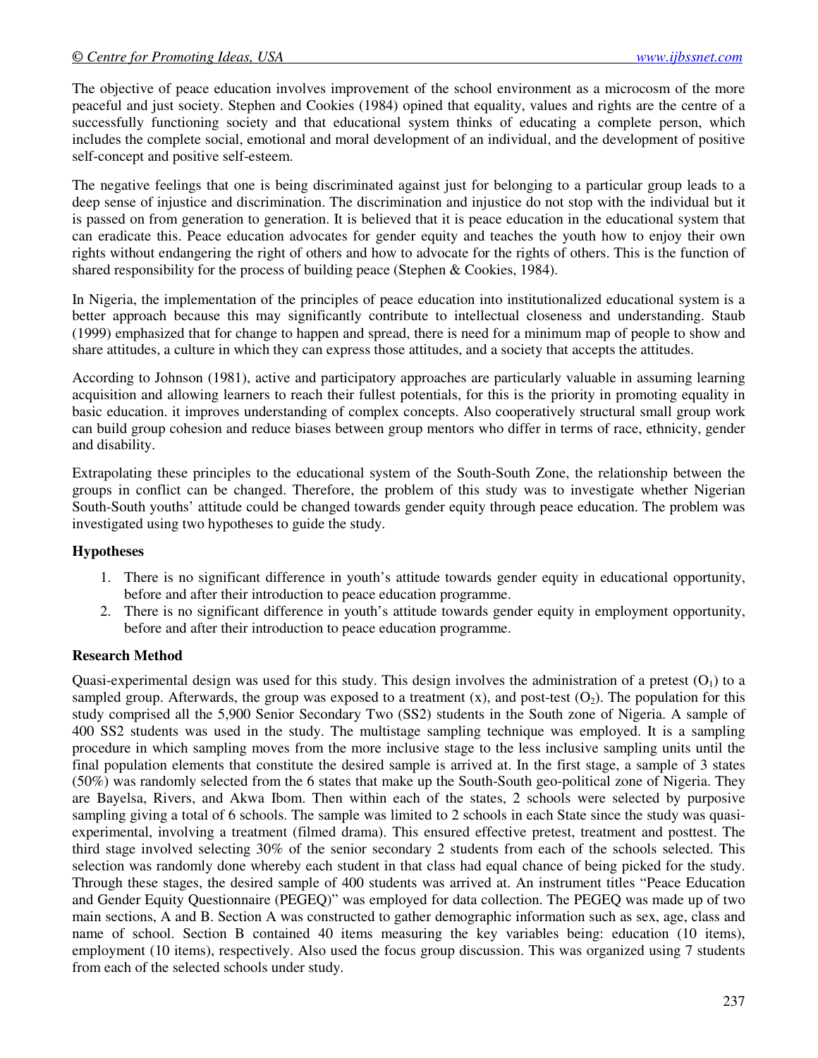The objective of peace education involves improvement of the school environment as a microcosm of the more peaceful and just society. Stephen and Cookies (1984) opined that equality, values and rights are the centre of a successfully functioning society and that educational system thinks of educating a complete person, which includes the complete social, emotional and moral development of an individual, and the development of positive self-concept and positive self-esteem.

The negative feelings that one is being discriminated against just for belonging to a particular group leads to a deep sense of injustice and discrimination. The discrimination and injustice do not stop with the individual but it is passed on from generation to generation. It is believed that it is peace education in the educational system that can eradicate this. Peace education advocates for gender equity and teaches the youth how to enjoy their own rights without endangering the right of others and how to advocate for the rights of others. This is the function of shared responsibility for the process of building peace (Stephen & Cookies, 1984).

In Nigeria, the implementation of the principles of peace education into institutionalized educational system is a better approach because this may significantly contribute to intellectual closeness and understanding. Staub (1999) emphasized that for change to happen and spread, there is need for a minimum map of people to show and share attitudes, a culture in which they can express those attitudes, and a society that accepts the attitudes.

According to Johnson (1981), active and participatory approaches are particularly valuable in assuming learning acquisition and allowing learners to reach their fullest potentials, for this is the priority in promoting equality in basic education. it improves understanding of complex concepts. Also cooperatively structural small group work can build group cohesion and reduce biases between group mentors who differ in terms of race, ethnicity, gender and disability.

Extrapolating these principles to the educational system of the South-South Zone, the relationship between the groups in conflict can be changed. Therefore, the problem of this study was to investigate whether Nigerian South-South youths' attitude could be changed towards gender equity through peace education. The problem was investigated using two hypotheses to guide the study.

### Hypotheses

1. There is no significant difference in youth's attitude towards gender equity in educational opportunity, before and after their introduction to peace education programme.
2. There is no significant difference in youth's attitude towards gender equity in employment opportunity, before and after their introduction to peace education programme.

### Research Method

Quasi-experimental design was used for this study. This design involves the administration of a pretest ($O_1$) to a sampled group. Afterwards, the group was exposed to a treatment (x), and post-test ($O_2$). The population for this study comprised all the 5,900 Senior Secondary Two (SS2) students in the South zone of Nigeria. A sample of 400 SS2 students was used in the study. The multistage sampling technique was employed. It is a sampling procedure in which sampling moves from the more inclusive stage to the less inclusive sampling units until the final population elements that constitute the desired sample is arrived at. In the first stage, a sample of 3 states (50%) was randomly selected from the 6 states that make up the South-South geo-political zone of Nigeria. They are Bayelsa, Rivers, and Akwa Ibom. Then within each of the states, 2 schools were selected by purposive sampling giving a total of 6 schools. The sample was limited to 2 schools in each State since the study was quasi-experimental, involving a treatment (filmed drama). This ensured effective pretest, treatment and posttest. The third stage involved selecting 30% of the senior secondary 2 students from each of the schools selected. This selection was randomly done whereby each student in that class had equal chance of being picked for the study. Through these stages, the desired sample of 400 students was arrived at. An instrument titles "Peace Education and Gender Equity Questionnaire (PEGEQ)" was employed for data collection. The PEGEQ was made up of two main sections, A and B. Section A was constructed to gather demographic information such as sex, age, class and name of school. Section B contained 40 items measuring the key variables being: education (10 items), employment (10 items), respectively. Also used the focus group discussion. This was organized using 7 students from each of the selected schools under study.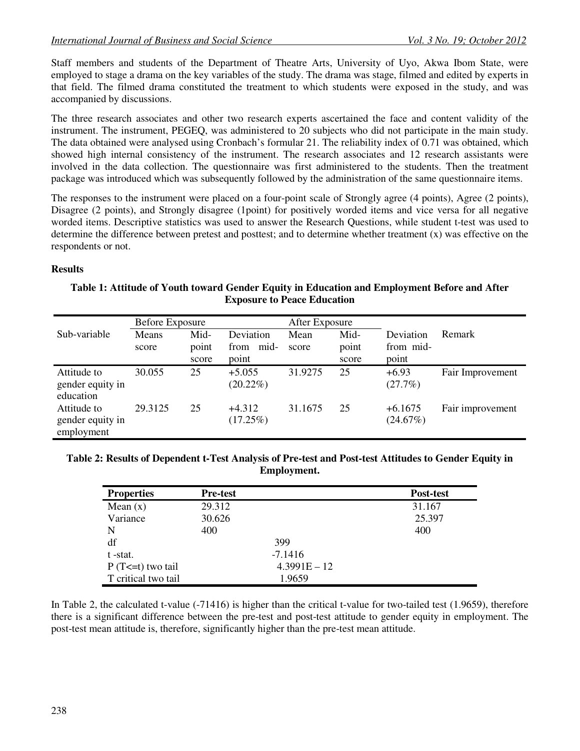Staff members and students of the Department of Theatre Arts, University of Uyo, Akwa Ibom State, were employed to stage a drama on the key variables of the study. The drama was stage, filmed and edited by experts in that field. The filmed drama constituted the treatment to which students were exposed in the study, and was accompanied by discussions.

The three research associates and other two research experts ascertained the face and content validity of the instrument. The instrument, PEGEQ, was administered to 20 subjects who did not participate in the main study. The data obtained were analysed using Cronbach's formular 21. The reliability index of 0.71 was obtained, which showed high internal consistency of the instrument. The research associates and 12 research assistants were involved in the data collection. The questionnaire was first administered to the students. Then the treatment package was introduced which was subsequently followed by the administration of the same questionnaire items.

The responses to the instrument were placed on a four-point scale of Strongly agree (4 points), Agree (2 points), Disagree (2 points), and Strongly disagree (1point) for positively worded items and vice versa for all negative worded items. Descriptive statistics was used to answer the Research Questions, while student t-test was used to determine the difference between pretest and posttest; and to determine whether treatment (x) was effective on the respondents or not.

**Results**

**Table 1: Attitude of Youth toward Gender Equity in Education and Employment Before and After Exposure to Peace Education**

| Sub-variable | Before Exposure | | | After Exposure | | | |
|---|---|---|---|---|---|---|---|
| | Means score | Mid-point score | Deviation from mid-point | Mean score | Mid-point score | Deviation from mid-point | Remark |
| Attitude to gender equity in education | 30.055 | 25 | +5.055 (20.22%) | 31.9275 | 25 | +6.93 (27.7%) | Fair Improvement |
| Attitude to gender equity in employment | 29.3125 | 25 | +4.312 (17.25%) | 31.1675 | 25 | +6.1675 (24.67%) | Fair improvement |

**Table 2: Results of Dependent t-Test Analysis of Pre-test and Post-test Attitudes to Gender Equity in Employment.**

| Properties | Pre-test | | Post-test |
|---|---|---|---|
| Mean (x) | 29.312 | | 31.167 |
| Variance | 30.626 | | 25.397 |
| N | 400 | | 400 |
| df | | 399 | |
| t -stat. | | -7.1416 | |
| P (T<=t) two tail | | 4.3991E – 12 | |
| T critical two tail | | 1.9659 | |

In Table 2, the calculated t-value (-71416) is higher than the critical t-value for two-tailed test (1.9659), therefore there is a significant difference between the pre-test and post-test attitude to gender equity in employment. The post-test mean attitude is, therefore, significantly higher than the pre-test mean attitude.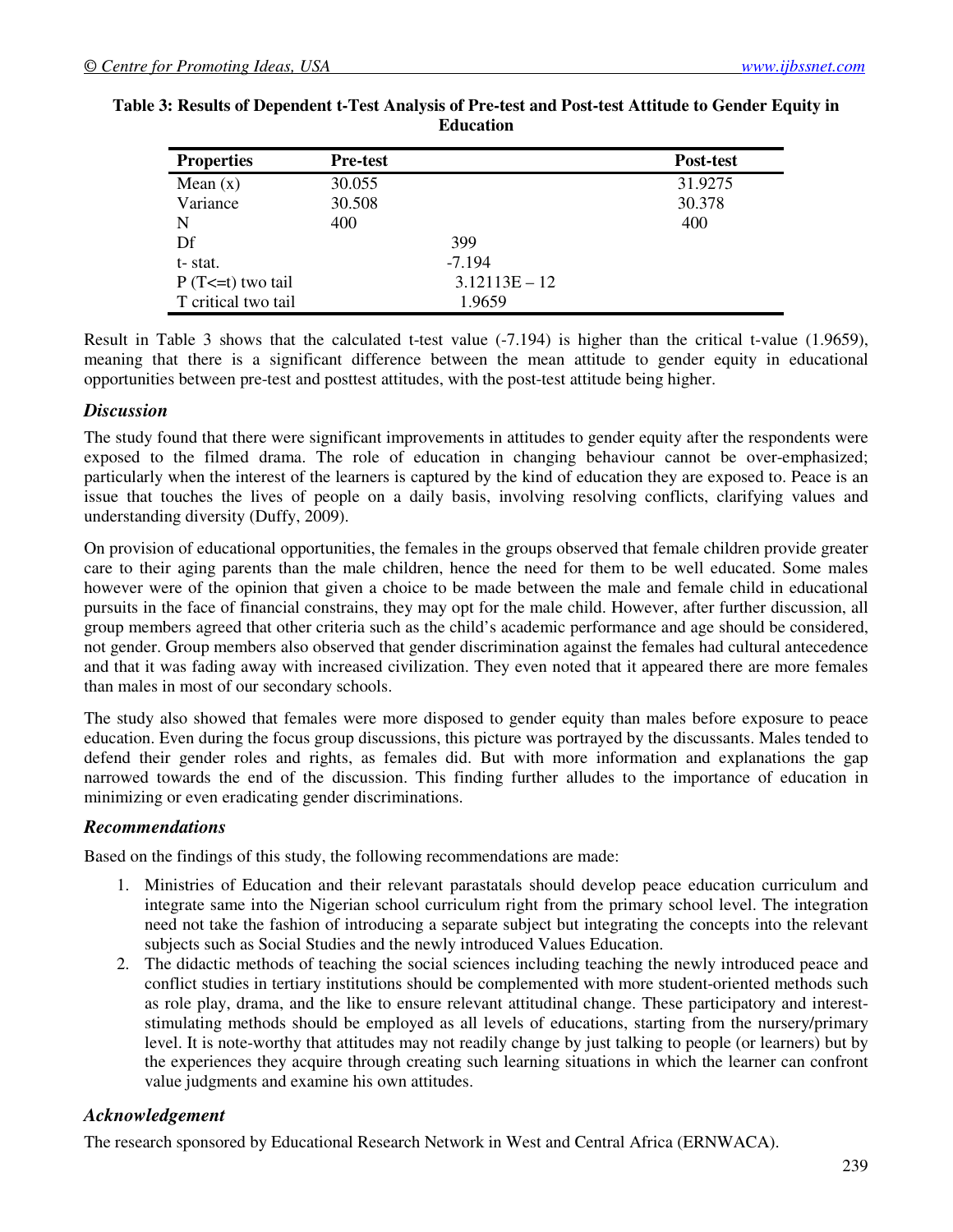**Table 3: Results of Dependent t-Test Analysis of Pre-test and Post-test Attitude to Gender Equity in Education**

| Properties | Pre-test | | Post-test |
|---|---|---|---|
| Mean (x) | 30.055 | | 31.9275 |
| Variance | 30.508 | | 30.378 |
| N | 400 | | 400 |
| Df | | 399 | |
| t- stat. | | -7.194 | |
| P (T<=t) two tail | | 3.12113E – 12 | |
| T critical two tail | | 1.9659 | |

Result in Table 3 shows that the calculated t-test value (-7.194) is higher than the critical t-value (1.9659), meaning that there is a significant difference between the mean attitude to gender equity in educational opportunities between pre-test and posttest attitudes, with the post-test attitude being higher.

### *Discussion*

The study found that there were significant improvements in attitudes to gender equity after the respondents were exposed to the filmed drama. The role of education in changing behaviour cannot be over-emphasized; particularly when the interest of the learners is captured by the kind of education they are exposed to. Peace is an issue that touches the lives of people on a daily basis, involving resolving conflicts, clarifying values and understanding diversity (Duffy, 2009).

On provision of educational opportunities, the females in the groups observed that female children provide greater care to their aging parents than the male children, hence the need for them to be well educated. Some males however were of the opinion that given a choice to be made between the male and female child in educational pursuits in the face of financial constrains, they may opt for the male child. However, after further discussion, all group members agreed that other criteria such as the child's academic performance and age should be considered, not gender. Group members also observed that gender discrimination against the females had cultural antecedence and that it was fading away with increased civilization. They even noted that it appeared there are more females than males in most of our secondary schools.

The study also showed that females were more disposed to gender equity than males before exposure to peace education. Even during the focus group discussions, this picture was portrayed by the discussants. Males tended to defend their gender roles and rights, as females did. But with more information and explanations the gap narrowed towards the end of the discussion. This finding further alludes to the importance of education in minimizing or even eradicating gender discriminations.

### *Recommendations*

Based on the findings of this study, the following recommendations are made:

1. Ministries of Education and their relevant parastatals should develop peace education curriculum and integrate same into the Nigerian school curriculum right from the primary school level. The integration need not take the fashion of introducing a separate subject but integrating the concepts into the relevant subjects such as Social Studies and the newly introduced Values Education.
2. The didactic methods of teaching the social sciences including teaching the newly introduced peace and conflict studies in tertiary institutions should be complemented with more student-oriented methods such as role play, drama, and the like to ensure relevant attitudinal change. These participatory and interest-stimulating methods should be employed as all levels of educations, starting from the nursery/primary level. It is note-worthy that attitudes may not readily change by just talking to people (or learners) but by the experiences they acquire through creating such learning situations in which the learner can confront value judgments and examine his own attitudes.

### *Acknowledgement*

The research sponsored by Educational Research Network in West and Central Africa (ERNWACA).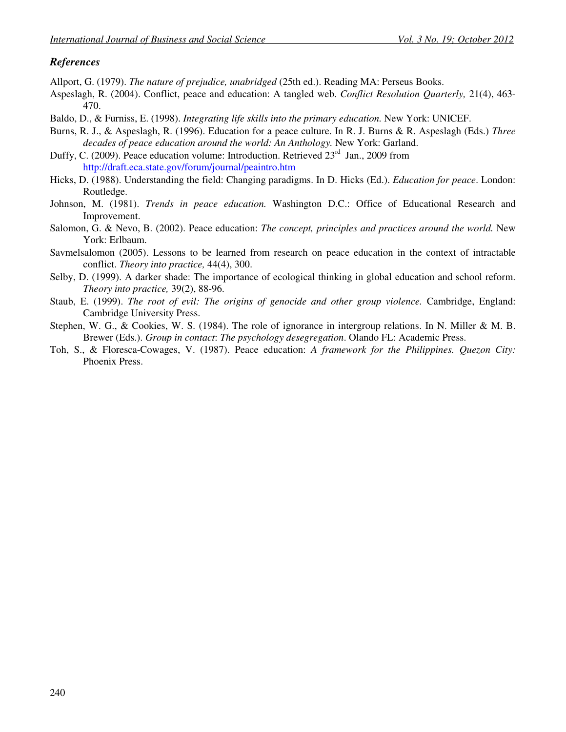### *References*

Allport, G. (1979). *The nature of prejudice, unabridged* (25th ed.). Reading MA: Perseus Books.

Aspeslagh, R. (2004). Conflict, peace and education: A tangled web. *Conflict Resolution Quarterly,* 21(4), 463-470.

Baldo, D., & Furniss, E. (1998). *Integrating life skills into the primary education.* New York: UNICEF.

Burns, R. J., & Aspeslagh, R. (1996). Education for a peace culture. In R. J. Burns & R. Aspeslagh (Eds.) *Three decades of peace education around the world: An Anthology.* New York: Garland.

Duffy, C. (2009). Peace education volume: Introduction. Retrieved 23rd Jan., 2009 from http://draft.eca.state.gov/forum/journal/peaintro.htm

Hicks, D. (1988). Understanding the field: Changing paradigms. In D. Hicks (Ed.). *Education for peace*. London: Routledge.

Johnson, M. (1981). *Trends in peace education.* Washington D.C.: Office of Educational Research and Improvement.

Salomon, G. & Nevo, B. (2002). Peace education: *The concept, principles and practices around the world.* New York: Erlbaum.

Savmelsalomon (2005). Lessons to be learned from research on peace education in the context of intractable conflict. *Theory into practice,* 44(4), 300.

Selby, D. (1999). A darker shade: The importance of ecological thinking in global education and school reform. *Theory into practice,* 39(2), 88-96.

Staub, E. (1999). *The root of evil: The origins of genocide and other group violence.* Cambridge, England: Cambridge University Press.

Stephen, W. G., & Cookies, W. S. (1984). The role of ignorance in intergroup relations. In N. Miller & M. B. Brewer (Eds.). *Group in contact*: *The psychology desegregation*. Olando FL: Academic Press.

Toh, S., & Floresca-Cowages, V. (1987). Peace education: *A framework for the Philippines. Quezon City:* Phoenix Press.